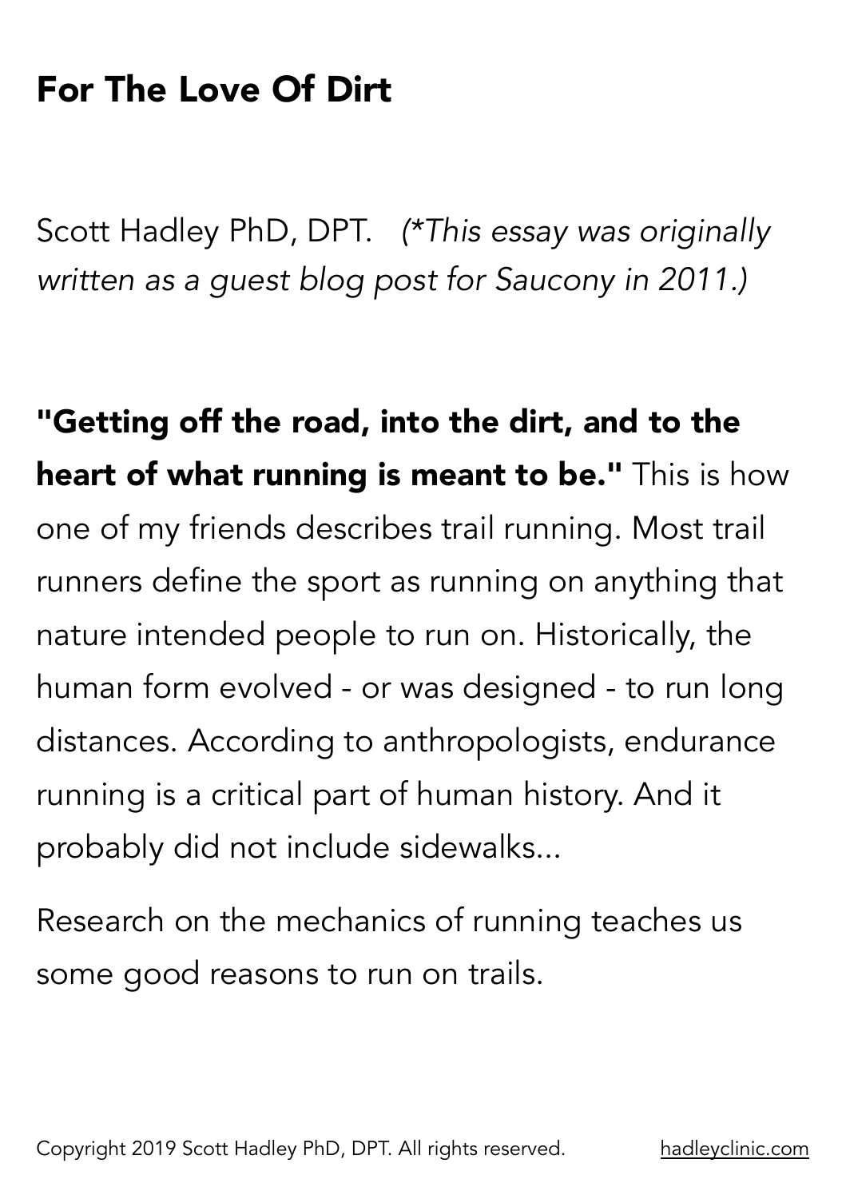# For The Love Of Dirt

Scott Hadley PhD, DPT. *(\*This essay was originally written as a guest blog post for Saucony in 2011.)*

**"Getting off the road, into the dirt, and to the heart of what running is meant to be."** This is how one of my friends describes trail running. Most trail runners define the sport as running on anything that nature intended people to run on. Historically, the human form evolved - or was designed - to run long distances. According to anthropologists, endurance running is a critical part of human history. And it probably did not include sidewalks...

Research on the mechanics of running teaches us some good reasons to run on trails.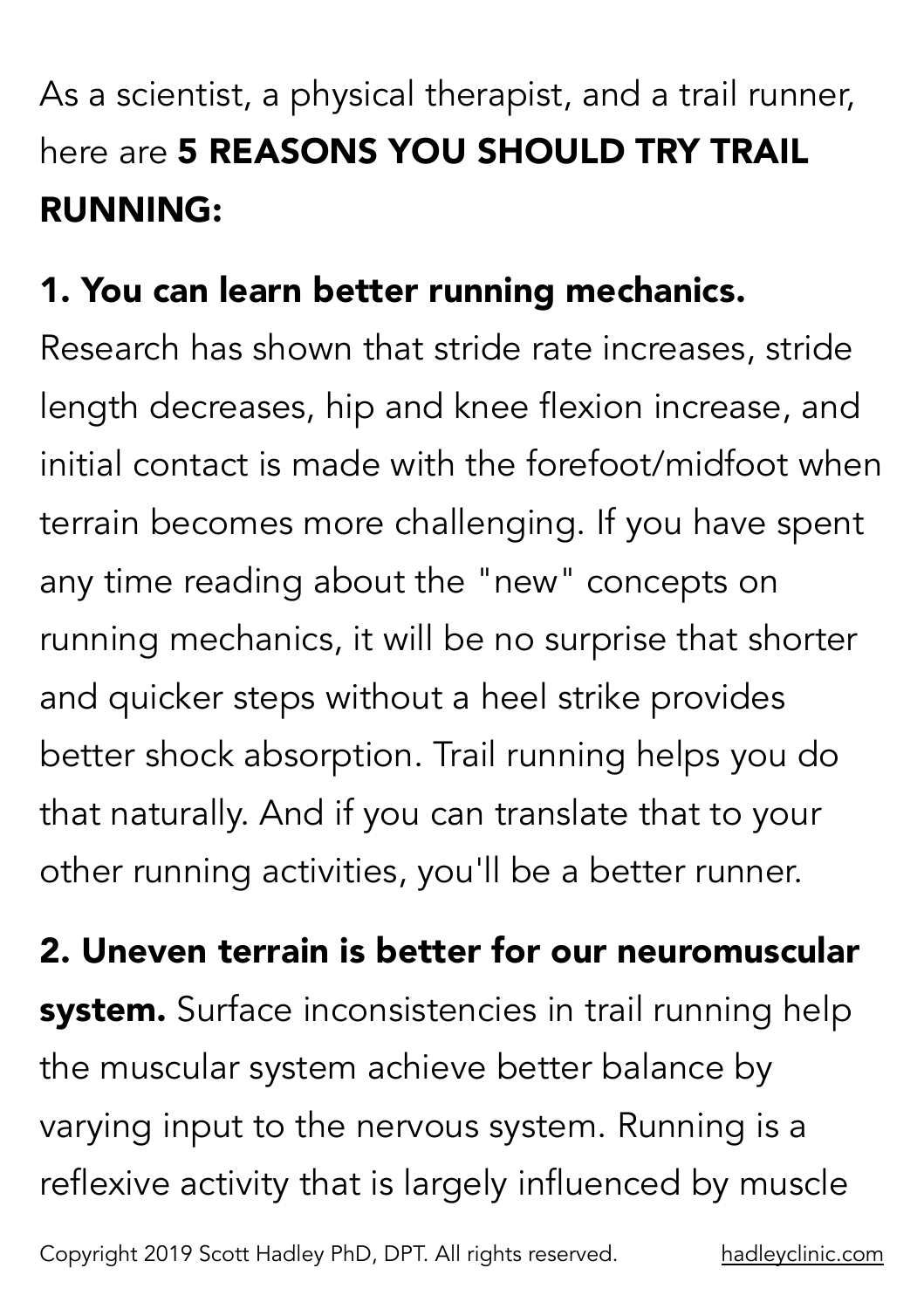As a scientist, a physical therapist, and a trail runner, here are **5 REASONS YOU SHOULD TRY TRAIL RUNNING:**

**1. You can learn better running mechanics.** Research has shown that stride rate increases, stride length decreases, hip and knee flexion increase, and initial contact is made with the forefoot/midfoot when terrain becomes more challenging. If you have spent any time reading about the "new" concepts on running mechanics, it will be no surprise that shorter and quicker steps without a heel strike provides better shock absorption. Trail running helps you do that naturally. And if you can translate that to your other running activities, you'll be a better runner.

**2. Uneven terrain is better for our neuromuscular system.** Surface inconsistencies in trail running help the muscular system achieve better balance by varying input to the nervous system. Running is a reflexive activity that is largely influenced by muscle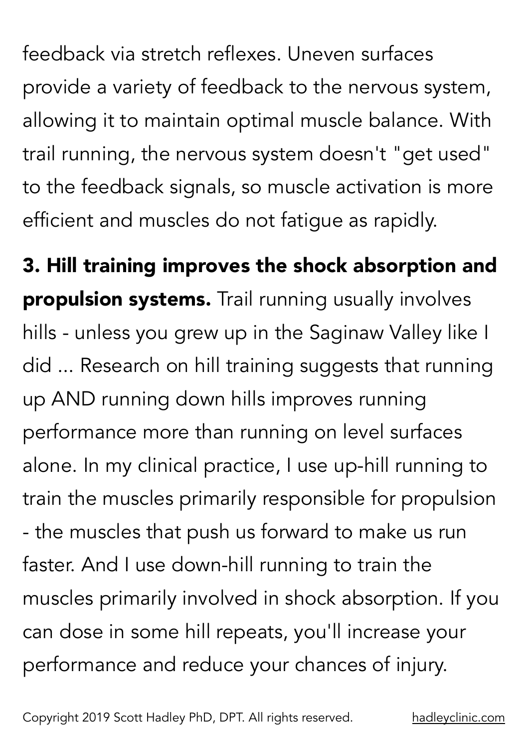feedback via stretch reflexes. Uneven surfaces provide a variety of feedback to the nervous system, allowing it to maintain optimal muscle balance. With trail running, the nervous system doesn't "get used" to the feedback signals, so muscle activation is more efficient and muscles do not fatigue as rapidly.

**3. Hill training improves the shock absorption and propulsion systems.** Trail running usually involves hills - unless you grew up in the Saginaw Valley like I did ... Research on hill training suggests that running up AND running down hills improves running performance more than running on level surfaces alone. In my clinical practice, I use up-hill running to train the muscles primarily responsible for propulsion - the muscles that push us forward to make us run faster. And I use down-hill running to train the muscles primarily involved in shock absorption. If you can dose in some hill repeats, you'll increase your performance and reduce your chances of injury.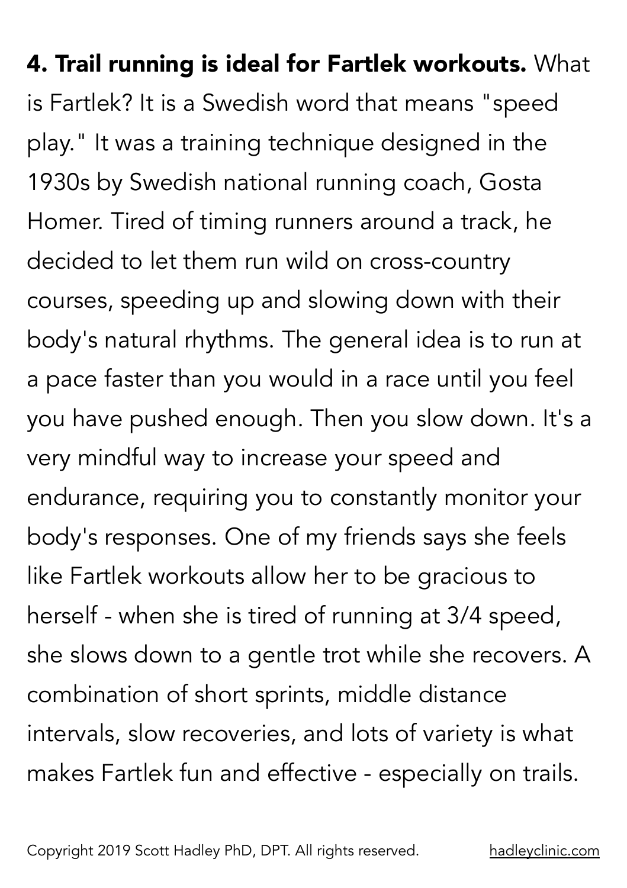**4. Trail running is ideal for Fartlek workouts.** What is Fartlek? It is a Swedish word that means "speed play." It was a training technique designed in the 1930s by Swedish national running coach, Gosta Homer. Tired of timing runners around a track, he decided to let them run wild on cross-country courses, speeding up and slowing down with their body's natural rhythms. The general idea is to run at a pace faster than you would in a race until you feel you have pushed enough. Then you slow down. It's a very mindful way to increase your speed and endurance, requiring you to constantly monitor your body's responses. One of my friends says she feels like Fartlek workouts allow her to be gracious to herself - when she is tired of running at 3/4 speed, she slows down to a gentle trot while she recovers. A combination of short sprints, middle distance intervals, slow recoveries, and lots of variety is what makes Fartlek fun and effective - especially on trails.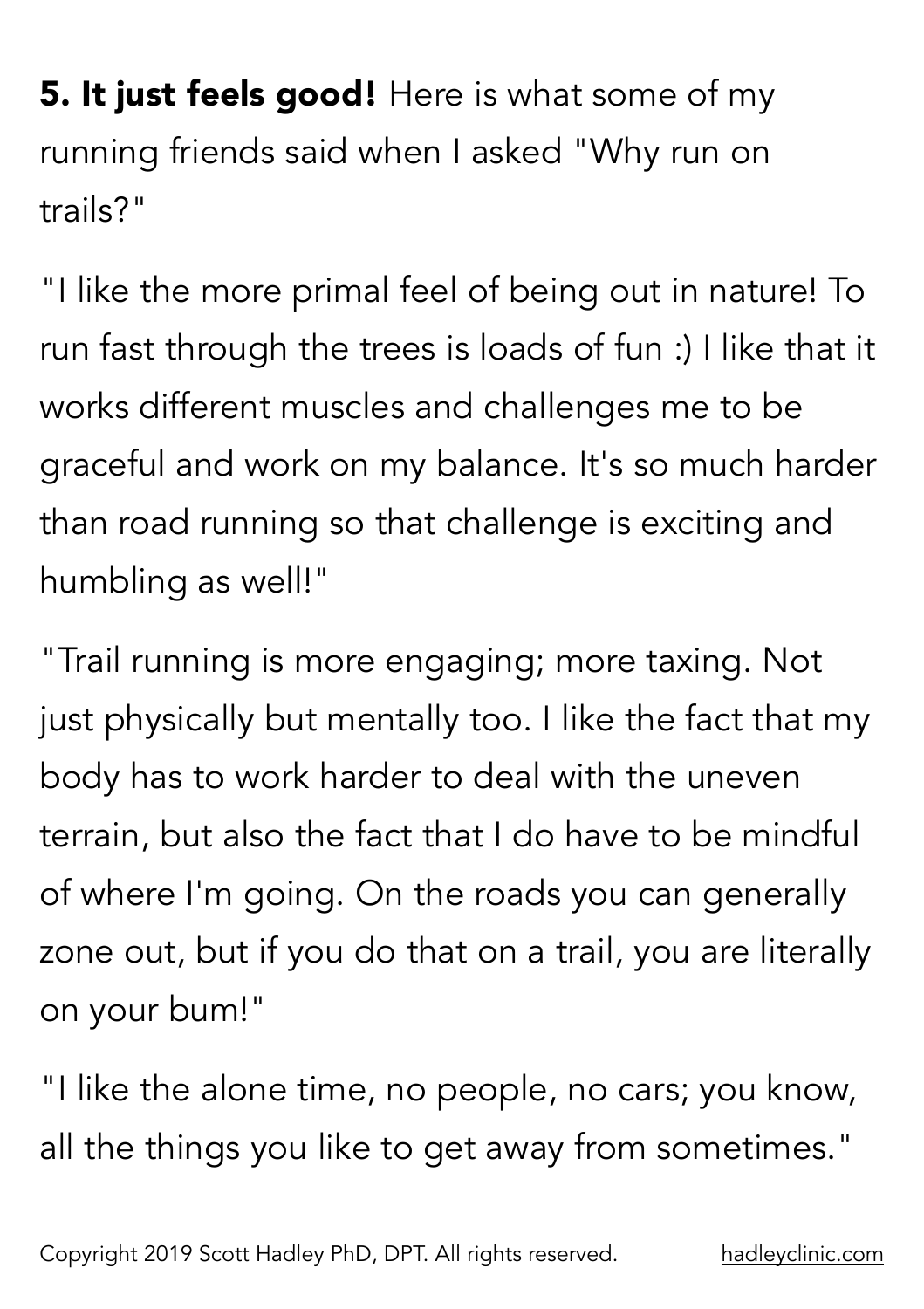**5. It just feels good!** Here is what some of my running friends said when I asked "Why run on trails?"

"I like the more primal feel of being out in nature! To run fast through the trees is loads of fun :) I like that it works different muscles and challenges me to be graceful and work on my balance. It's so much harder than road running so that challenge is exciting and humbling as well!"

"Trail running is more engaging; more taxing. Not just physically but mentally too. I like the fact that my body has to work harder to deal with the uneven terrain, but also the fact that I do have to be mindful of where I'm going. On the roads you can generally zone out, but if you do that on a trail, you are literally on your bum!"

"I like the alone time, no people, no cars; you know, all the things you like to get away from sometimes."